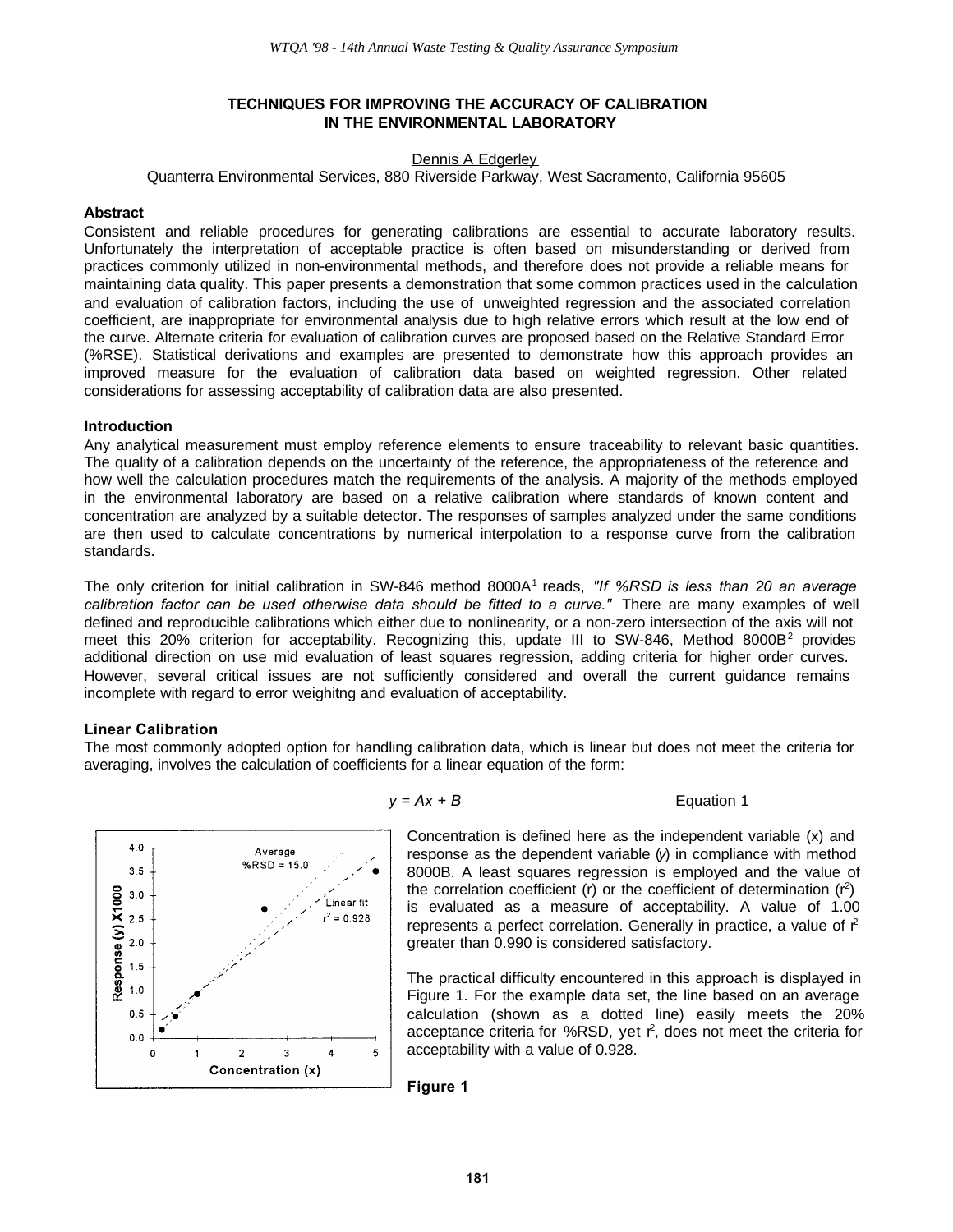# TECHNIQUES FOR IMPROVING THE ACCURACY OF CALIBRATION IN THE ENVIRONMENTAL LABORATORY

Dennis A Edgerley

Quanterra Environmental Services, 880 Riverside Parkway, West Sacramento, California 95605

## Abstract

Consistent and reliable procedures for generating calibrations are essential to accurate laboratory results. Unfortunately the interpretation of acceptable practice is often based on misunderstanding or derived from practices commonly utilized in non-environmental methods, and therefore does not provide a reliable means for maintaining data quality. This paper presents a demonstration that some common practices used in the calculation and evaluation of calibration factors, including the use of unweighted regression and the associated correlation coefficient, are inappropriate for environmental analysis due to high relative errors which result at the low end of the curve. Alternate criteria for evaluation of calibration curves are proposed based on the Relative Standard Error (%RSE). Statistical derivations and examples are presented to demonstrate how this approach provides an improved measure for the evaluation of calibration data based on weighted regression. Other related considerations for assessing acceptability of calibration data are also presented.

## Introduction

Any analytical measurement must employ reference elements to ensure traceability to relevant basic quantities. The quality of a calibration depends on the uncertainty of the reference, the appropriateness of the reference and how well the calculation procedures match the requirements of the analysis. A majority of the methods employed in the environmental laboratory are based on a relative calibration where standards of known content and concentration are analyzed by a suitable detector. The responses of samples analyzed under the same conditions are then used to calculate concentrations by numerical interpolation to a response curve from the calibration standards.

The only criterion for initial calibration in SW-846 method 8000A[1] reads, *"If %RSD is less than 20 an average calibration factor can be used otherwise data should be fitted to a curve."* There are many examples of well defined and reproducible calibrations which either due to nonlinearity, or a non-zero intersection of the axis will not meet this 20% criterion for acceptability. Recognizing this, update III to SW-846, Method 8000B[2] provides additional direction on use mid evaluation of least squares regression, adding criteria for higher order curves. However, several critical issues are not sufficiently considered and overall the current guidance remains incomplete with regard to error weighitng and evaluation of acceptability.

## Linear Calibration

The most commonly adopted option for handling calibration data, which is linear but does not meet the criteria for averaging, involves the calculation of coefficients for a linear equation of the form:

$$y = Ax + B \qquad \text{Equation 1}$$

Concentration is defined here as the independent variable (x) and response as the dependent variable ($y$) in compliance with method 8000B. A least squares regression is employed and the value of the correlation coefficient (r) or the coefficient of determination ($r^2$) is evaluated as a measure of acceptability. A value of 1.00 represents a perfect correlation. Generally in practice, a value of $r^2$ greater than 0.990 is considered satisfactory.

The practical difficulty encountered in this approach is displayed in Figure 1. For the example data set, the line based on an average calculation (shown as a dotted line) easily meets the 20% acceptance criteria for %RSD, yet $r^2$, does not meet the criteria for acceptability with a value of 0.928.

**Figure 1**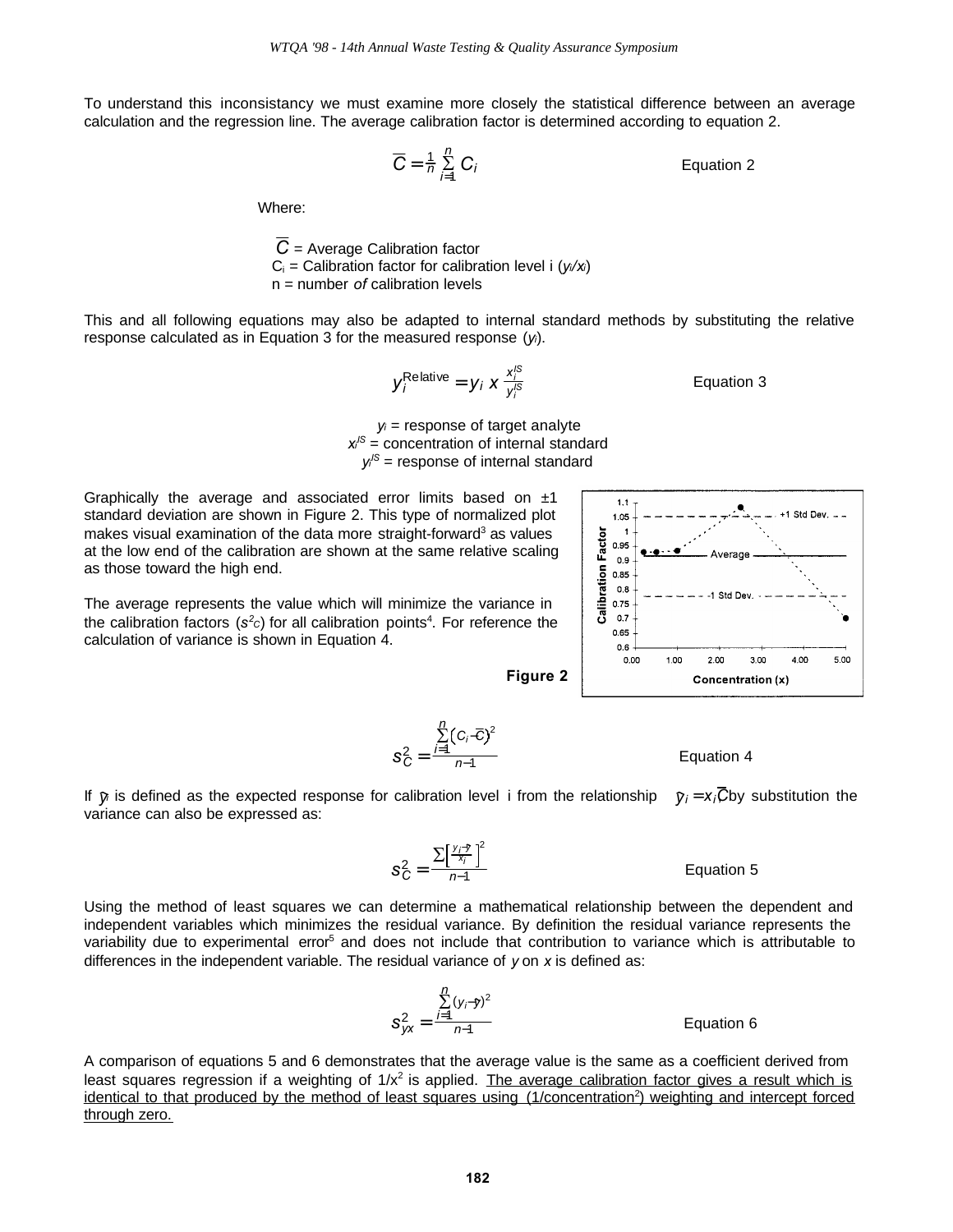To understand this inconsistancy we must examine more closely the statistical difference between an average calculation and the regression line. The average calibration factor is determined according to equation 2.

$$\overline{C} = \frac{1}{n}\sum_{i=1}^{n} C_i \qquad \text{Equation 2}$$

Where:

$\overline{C}$ = Average Calibration factor
$C_i$ = Calibration factor for calibration level i ($y_i/x_i$)
n = number *of* calibration levels

This and all following equations may also be adapted to internal standard methods by substituting the relative response calculated as in Equation 3 for the measured response ($y_i$).

$$y_i^{\text{Relative}} = y_i \; x \; \frac{x_i^{IS}}{y_i^{IS}} \qquad \text{Equation 3}$$

$y_i$ = response of target analyte
$x_i^{IS}$ = concentration of internal standard
$y_i^{IS}$ = response of internal standard

Graphically the average and associated error limits based on ±1 standard deviation are shown in Figure 2. This type of normalized plot makes visual examination of the data more straight-forward[3] as values at the low end of the calibration are shown at the same relative scaling as those toward the high end.

The average represents the value which will minimize the variance in the calibration factors ($s^2_C$) for all calibration points[4]. For reference the calculation of variance is shown in Equation 4.

**Figure 2**

$$s_C^2 = \frac{\sum_{i=1}^{n}\left(C_i - \overline{C}\right)^2}{n-1} \qquad \text{Equation 4}$$

If $\hat{y}_i$ is defined as the expected response for calibration level i from the relationship $\hat{y}_i = x_i\overline{C}$ by substitution the variance can also be expressed as:

$$s_C^2 = \frac{\sum\left[\frac{y_i - \hat{y}}{x_i}\right]^2}{n-1} \qquad \text{Equation 5}$$

Using the method of least squares we can determine a mathematical relationship between the dependent and independent variables which minimizes the residual variance. By definition the residual variance represents the variability due to experimental error[5] and does not include that contribution to variance which is attributable to differences in the independent variable. The residual variance of *y* on *x* is defined as:

$$s_{yx}^2 = \frac{\sum_{i=1}^{n}(y_i - \hat{y})^2}{n-1} \qquad \text{Equation 6}$$

A comparison of equations 5 and 6 demonstrates that the average value is the same as a coefficient derived from least squares regression if a weighting of $1/x^2$ is applied. <u>The average calibration factor gives a result which is identical to that produced by the method of least squares using (1/concentration$^2$) weighting and intercept forced through zero.</u>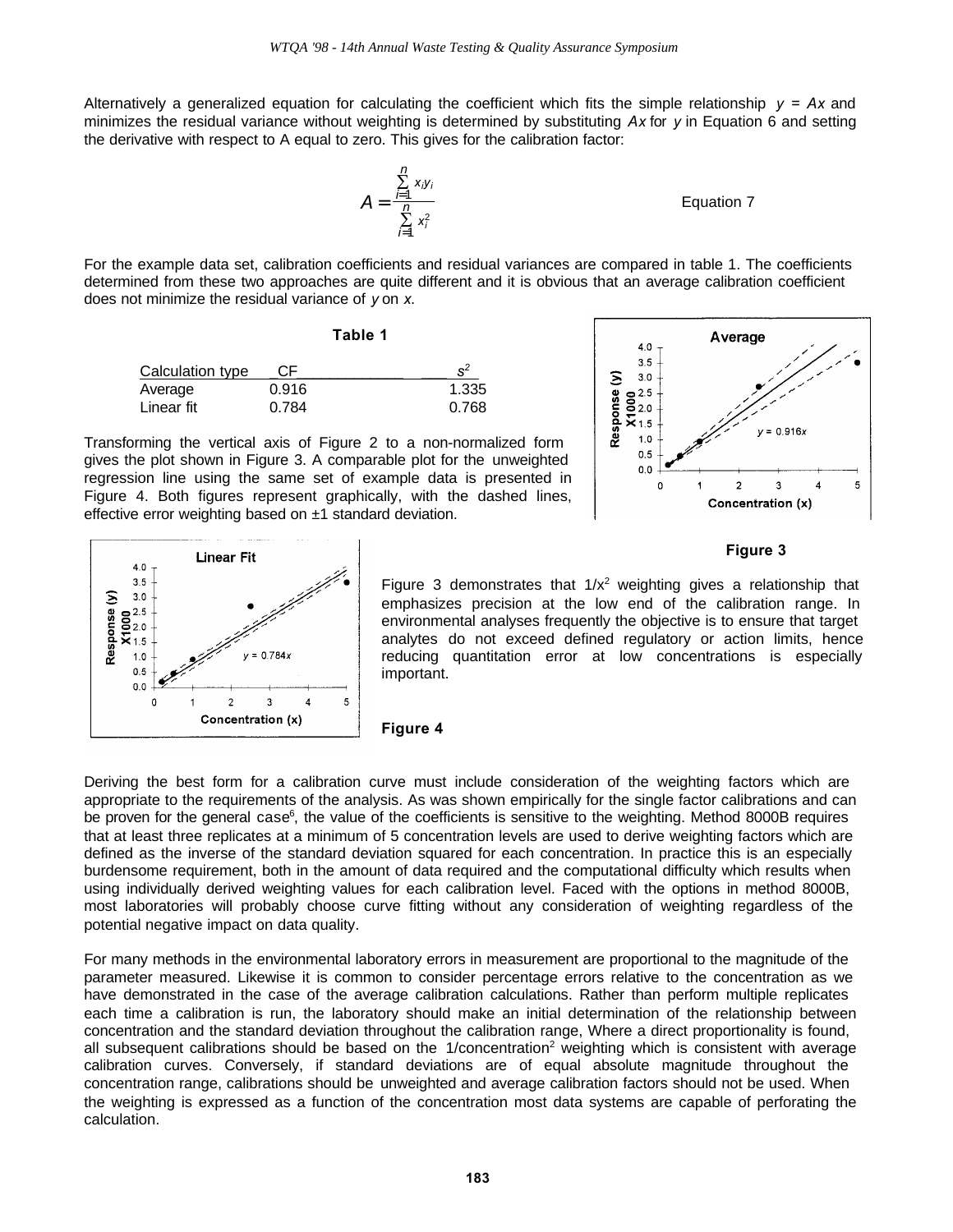Alternatively a generalized equation for calculating the coefficient which fits the simple relationship $y = Ax$ and minimizes the residual variance without weighting is determined by substituting $Ax$ for $y$ in Equation 6 and setting the derivative with respect to A equal to zero. This gives for the calibration factor:

$$A = \frac{\sum_{i=1}^{n} x_i y_i}{\sum_{i=1}^{n} x_i^2} \qquad \text{Equation 7}$$

For the example data set, calibration coefficients and residual variances are compared in table 1. The coefficients determined from these two approaches are quite different and it is obvious that an average calibration coefficient does not minimize the residual variance of $y$ on $x$.

**Table 1**

| Calculation type | CF | $s^2$ |
|---|---|---|
| Average | 0.916 | 1.335 |
| Linear fit | 0.784 | 0.768 |

Transforming the vertical axis of Figure 2 to a non-normalized form gives the plot shown in Figure 3. A comparable plot for the unweighted regression line using the same set of example data is presented in Figure 4. Both figures represent graphically, with the dashed lines, effective error weighting based on ±1 standard deviation.

**Figure 3**

Figure 3 demonstrates that $1/x^2$ weighting gives a relationship that emphasizes precision at the low end of the calibration range. In environmental analyses frequently the objective is to ensure that target analytes do not exceed defined regulatory or action limits, hence reducing quantitation error at low concentrations is especially important.

**Figure 4**

Deriving the best form for a calibration curve must include consideration of the weighting factors which are appropriate to the requirements of the analysis. As was shown empirically for the single factor calibrations and can be proven for the general case[6], the value of the coefficients is sensitive to the weighting. Method 8000B requires that at least three replicates at a minimum of 5 concentration levels are used to derive weighting factors which are defined as the inverse of the standard deviation squared for each concentration. In practice this is an especially burdensome requirement, both in the amount of data required and the computational difficulty which results when using individually derived weighting values for each calibration level. Faced with the options in method 8000B, most laboratories will probably choose curve fitting without any consideration of weighting regardless of the potential negative impact on data quality.

For many methods in the environmental laboratory errors in measurement are proportional to the magnitude of the parameter measured. Likewise it is common to consider percentage errors relative to the concentration as we have demonstrated in the case of the average calibration calculations. Rather than perform multiple replicates each time a calibration is run, the laboratory should make an initial determination of the relationship between concentration and the standard deviation throughout the calibration range, Where a direct proportionality is found, all subsequent calibrations should be based on the $1/\text{concentration}^2$ weighting which is consistent with average calibration curves. Conversely, if standard deviations are of equal absolute magnitude throughout the concentration range, calibrations should be unweighted and average calibration factors should not be used. When the weighting is expressed as a function of the concentration most data systems are capable of perforating the calculation.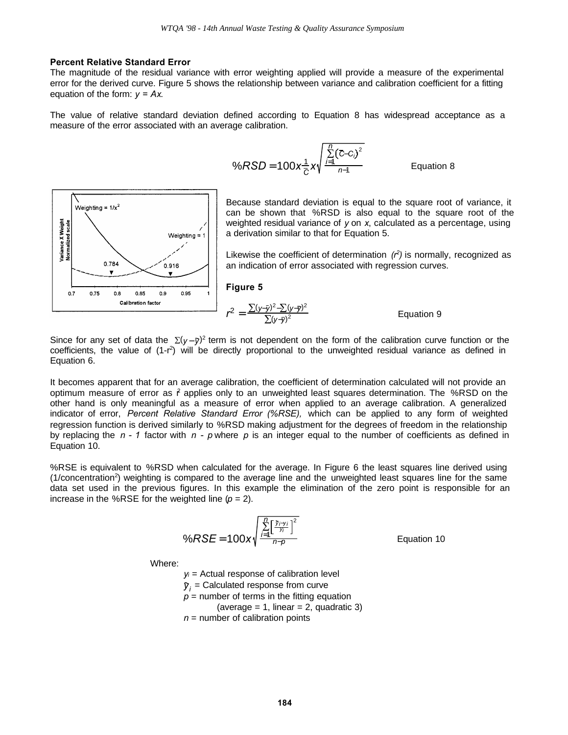**Percent Relative Standard Error**

The magnitude of the residual variance with error weighting applied will provide a measure of the experimental error for the derived curve. Figure 5 shows the relationship between variance and calibration coefficient for a fitting equation of the form: $y = Ax$.

The value of relative standard deviation defined according to Equation 8 has widespread acceptance as a measure of the error associated with an average calibration.

$$\%RSD = 100 x \frac{1}{\bar{C}} x \sqrt{\frac{\sum_{i=1}^{n}\left(\bar{C} - C_i\right)^2}{n-1}} \qquad \text{Equation 8}$$

Because standard deviation is equal to the square root of variance, it can be shown that %RSD is also equal to the square root of the weighted residual variance of $y$ on $x$, calculated as a percentage, using a derivation similar to that for Equation 5.

Likewise the coefficient of determination ($r^2$) is normally, recognized as an indication of error associated with regression curves.

**Figure 5**

$$r^2 = \frac{\sum(y-\bar{y})^2 - \sum(y-\hat{y})^2}{\sum(y-\bar{y})^2} \qquad \text{Equation 9}$$

Since for any set of data the $\Sigma(y - \bar{y})^2$ term is not dependent on the form of the calibration curve function or the coefficients, the value of ($1-r^2$) will be directly proportional to the unweighted residual variance as defined in Equation 6.

It becomes apparent that for an average calibration, the coefficient of determination calculated will not provide an optimum measure of error as $r^2$ applies only to an unweighted least squares determination. The %RSD on the other hand is only meaningful as a measure of error when applied to an average calibration. A generalized indicator of error, *Percent Relative Standard Error (%RSE),* which can be applied to any form of weighted regression function is derived similarly to %RSD making adjustment for the degrees of freedom in the relationship by replacing the $n - 1$ factor with $n - p$ where $p$ is an integer equal to the number of coefficients as defined in Equation 10.

%RSE is equivalent to %RSD when calculated for the average. In Figure 6 the least squares line derived using (1/concentration$^2$) weighting is compared to the average line and the unweighted least squares line for the same data set used in the previous figures. In this example the elimination of the zero point is responsible for an increase in the %RSE for the weighted line ($p$ = 2).

$$\%RSE = 100 x \sqrt{\frac{\sum_{i=1}^{n}\left[\frac{\hat{y}_i - y_i}{y_i}\right]^2}{n-p}} \qquad \text{Equation 10}$$

Where:

- $y_i$ = Actual response of calibration level
- $\hat{y}_i$ = Calculated response from curve
- $p$ = number of terms in the fitting equation (average = 1, linear = 2, quadratic 3)
- $n$ = number of calibration points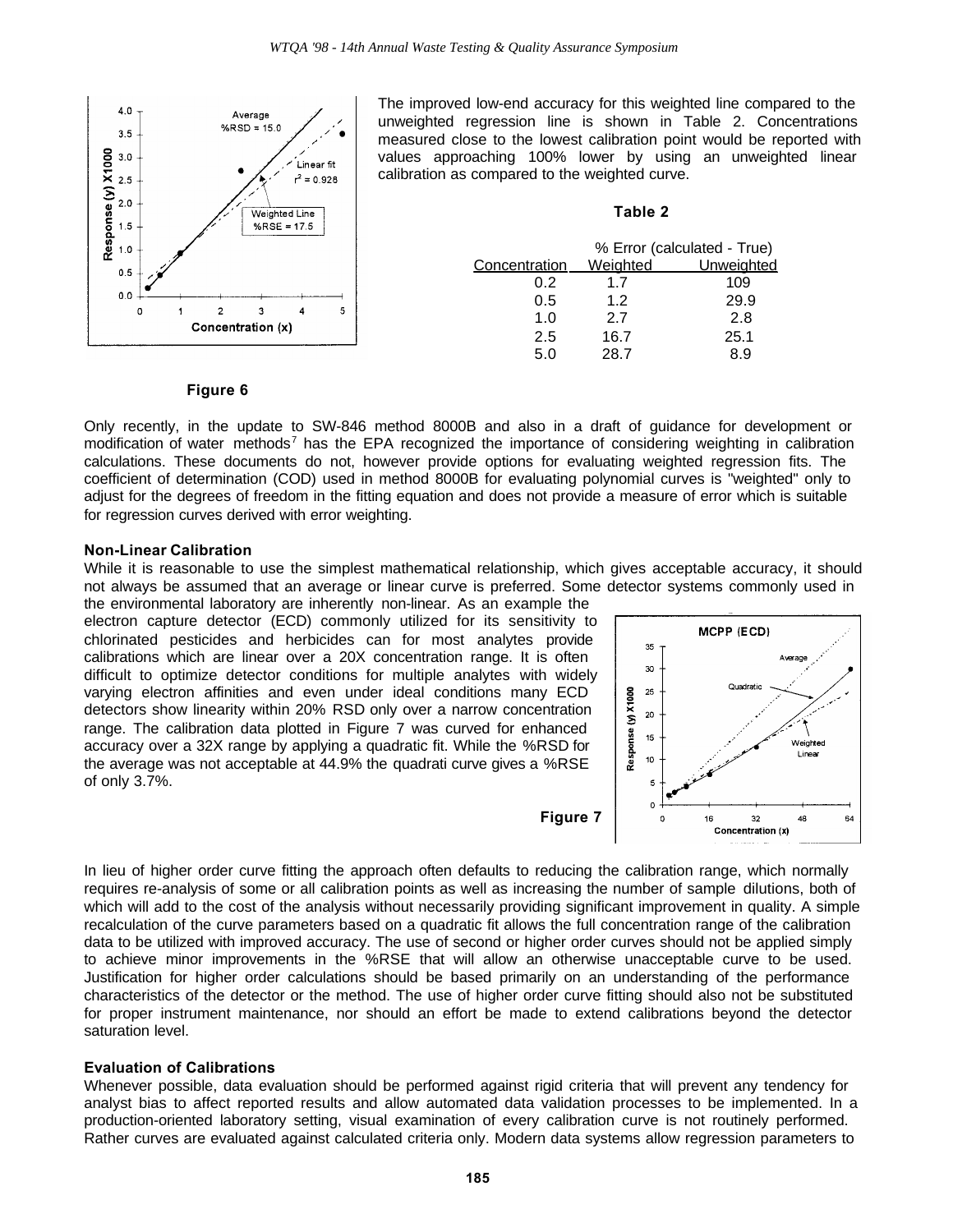The improved low-end accuracy for this weighted line compared to the unweighted regression line is shown in Table 2. Concentrations measured close to the lowest calibration point would be reported with values approaching 100% lower by using an unweighted linear calibration as compared to the weighted curve.

**Table 2**

| | % Error (calculated - True) | |
|---|---|---|
| Concentration | Weighted | Unweighted |
| 0.2 | 1.7 | 109 |
| 0.5 | 1.2 | 29.9 |
| 1.0 | 2.7 | 2.8 |
| 2.5 | 16.7 | 25.1 |
| 5.0 | 28.7 | 8.9 |

**Figure 6**

Only recently, in the update to SW-846 method 8000B and also in a draft of guidance for development or modification of water methods[7] has the EPA recognized the importance of considering weighting in calibration calculations. These documents do not, however provide options for evaluating weighted regression fits. The coefficient of determination (COD) used in method 8000B for evaluating polynomial curves is "weighted" only to adjust for the degrees of freedom in the fitting equation and does not provide a measure of error which is suitable for regression curves derived with error weighting.

**Non-Linear Calibration**

While it is reasonable to use the simplest mathematical relationship, which gives acceptable accuracy, it should not always be assumed that an average or linear curve is preferred. Some detector systems commonly used in the environmental laboratory are inherently non-linear. As an example the electron capture detector (ECD) commonly utilized for its sensitivity to chlorinated pesticides and herbicides can for most analytes provide calibrations which are linear over a 20X concentration range. It is often difficult to optimize detector conditions for multiple analytes with widely varying electron affinities and even under ideal conditions many ECD detectors show linearity within 20% RSD only over a narrow concentration range. The calibration data plotted in Figure 7 was curved for enhanced accuracy over a 32X range by applying a quadratic fit. While the %RSD for the average was not acceptable at 44.9% the quadrati curve gives a %RSE of only 3.7%.

**Figure 7**

In lieu of higher order curve fitting the approach often defaults to reducing the calibration range, which normally requires re-analysis of some or all calibration points as well as increasing the number of sample dilutions, both of which will add to the cost of the analysis without necessarily providing significant improvement in quality. A simple recalculation of the curve parameters based on a quadratic fit allows the full concentration range of the calibration data to be utilized with improved accuracy. The use of second or higher order curves should not be applied simply to achieve minor improvements in the %RSE that will allow an otherwise unacceptable curve to be used. Justification for higher order calculations should be based primarily on an understanding of the performance characteristics of the detector or the method. The use of higher order curve fitting should also not be substituted for proper instrument maintenance, nor should an effort be made to extend calibrations beyond the detector saturation level.

**Evaluation of Calibrations**

Whenever possible, data evaluation should be performed against rigid criteria that will prevent any tendency for analyst bias to affect reported results and allow automated data validation processes to be implemented. In a production-oriented laboratory setting, visual examination of every calibration curve is not routinely performed. Rather curves are evaluated against calculated criteria only. Modern data systems allow regression parameters to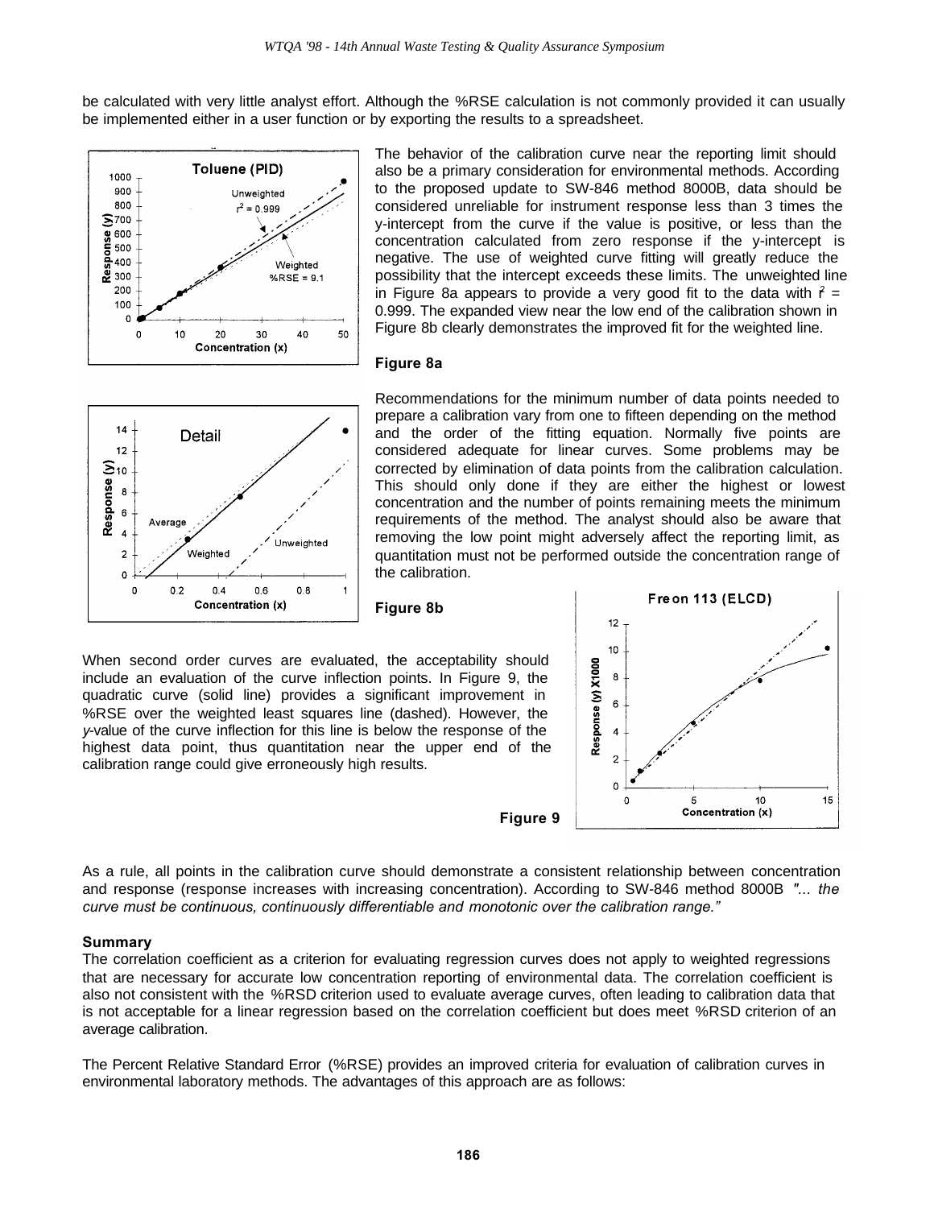be calculated with very little analyst effort. Although the %RSE calculation is not commonly provided it can usually be implemented either in a user function or by exporting the results to a spreadsheet.

The behavior of the calibration curve near the reporting limit should also be a primary consideration for environmental methods. According to the proposed update to SW-846 method 8000B, data should be considered unreliable for instrument response less than 3 times the y-intercept from the curve if the value is positive, or less than the concentration calculated from zero response if the y-intercept is negative. The use of weighted curve fitting will greatly reduce the possibility that the intercept exceeds these limits. The unweighted line in Figure 8a appears to provide a very good fit to the data with $r^2$ = 0.999. The expanded view near the low end of the calibration shown in Figure 8b clearly demonstrates the improved fit for the weighted line.

**Figure 8a**

Recommendations for the minimum number of data points needed to prepare a calibration vary from one to fifteen depending on the method and the order of the fitting equation. Normally five points are considered adequate for linear curves. Some problems may be corrected by elimination of data points from the calibration calculation. This should only done if they are either the highest or lowest concentration and the number of points remaining meets the minimum requirements of the method. The analyst should also be aware that removing the low point might adversely affect the reporting limit, as quantitation must not be performed outside the concentration range of the calibration.

**Figure 8b**

When second order curves are evaluated, the acceptability should include an evaluation of the curve inflection points. In Figure 9, the quadratic curve (solid line) provides a significant improvement in %RSE over the weighted least squares line (dashed). However, the *y*-value of the curve inflection for this line is below the response of the highest data point, thus quantitation near the upper end of the calibration range could give erroneously high results.

**Figure 9**

As a rule, all points in the calibration curve should demonstrate a consistent relationship between concentration and response (response increases with increasing concentration). According to SW-846 method 8000B *"... the curve must be continuous, continuously differentiable and monotonic over the calibration range."*

**Summary**

The correlation coefficient as a criterion for evaluating regression curves does not apply to weighted regressions that are necessary for accurate low concentration reporting of environmental data. The correlation coefficient is also not consistent with the %RSD criterion used to evaluate average curves, often leading to calibration data that is not acceptable for a linear regression based on the correlation coefficient but does meet %RSD criterion of an average calibration.

The Percent Relative Standard Error (%RSE) provides an improved criteria for evaluation of calibration curves in environmental laboratory methods. The advantages of this approach are as follows: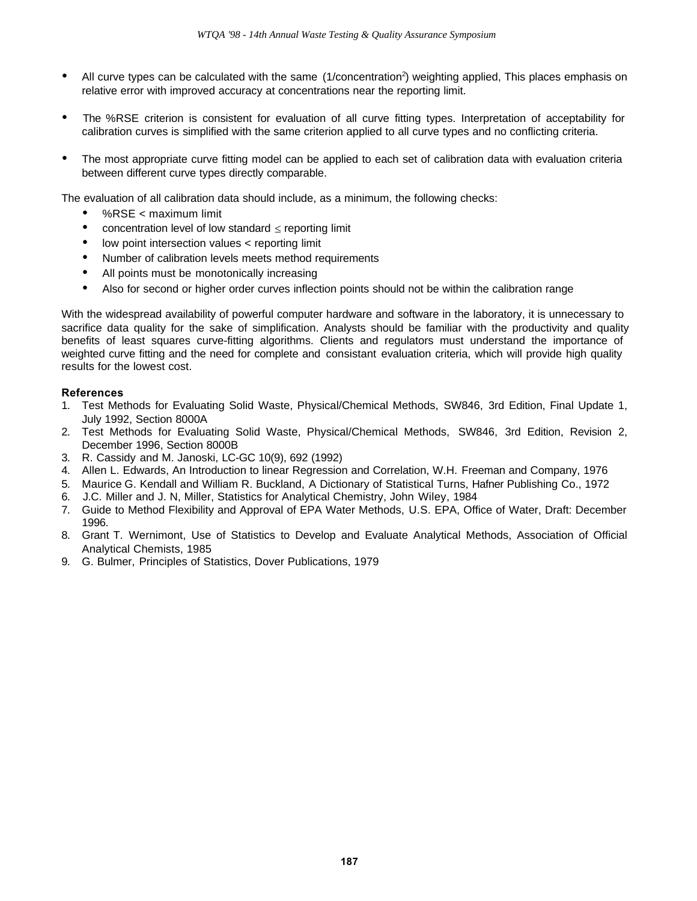- All curve types can be calculated with the same (1/concentration$^2$) weighting applied, This places emphasis on relative error with improved accuracy at concentrations near the reporting limit.
- The %RSE criterion is consistent for evaluation of all curve fitting types. Interpretation of acceptability for calibration curves is simplified with the same criterion applied to all curve types and no conflicting criteria.
- The most appropriate curve fitting model can be applied to each set of calibration data with evaluation criteria between different curve types directly comparable.

The evaluation of all calibration data should include, as a minimum, the following checks:

- %RSE < maximum limit
- concentration level of low standard $\leq$ reporting limit
- low point intersection values < reporting limit
- Number of calibration levels meets method requirements
- All points must be monotonically increasing
- Also for second or higher order curves inflection points should not be within the calibration range

With the widespread availability of powerful computer hardware and software in the laboratory, it is unnecessary to sacrifice data quality for the sake of simplification. Analysts should be familiar with the productivity and quality benefits of least squares curve-fitting algorithms. Clients and regulators must understand the importance of weighted curve fitting and the need for complete and consistant evaluation criteria, which will provide high quality results for the lowest cost.

**References**

1. Test Methods for Evaluating Solid Waste, Physical/Chemical Methods, SW846, 3rd Edition, Final Update 1, July 1992, Section 8000A
2. Test Methods for Evaluating Solid Waste, Physical/Chemical Methods, SW846, 3rd Edition, Revision 2, December 1996, Section 8000B
3. R. Cassidy and M. Janoski, LC-GC 10(9), 692 (1992)
4. Allen L. Edwards, An Introduction to linear Regression and Correlation, W.H. Freeman and Company, 1976
5. Maurice G. Kendall and William R. Buckland, A Dictionary of Statistical Turns, Hafner Publishing Co., 1972
6. J.C. Miller and J. N, Miller, Statistics for Analytical Chemistry, John Wiley, 1984
7. Guide to Method Flexibility and Approval of EPA Water Methods, U.S. EPA, Office of Water, Draft: December 1996.
8. Grant T. Wernimont, Use of Statistics to Develop and Evaluate Analytical Methods, Association of Official Analytical Chemists, 1985
9. G. Bulmer, Principles of Statistics, Dover Publications, 1979